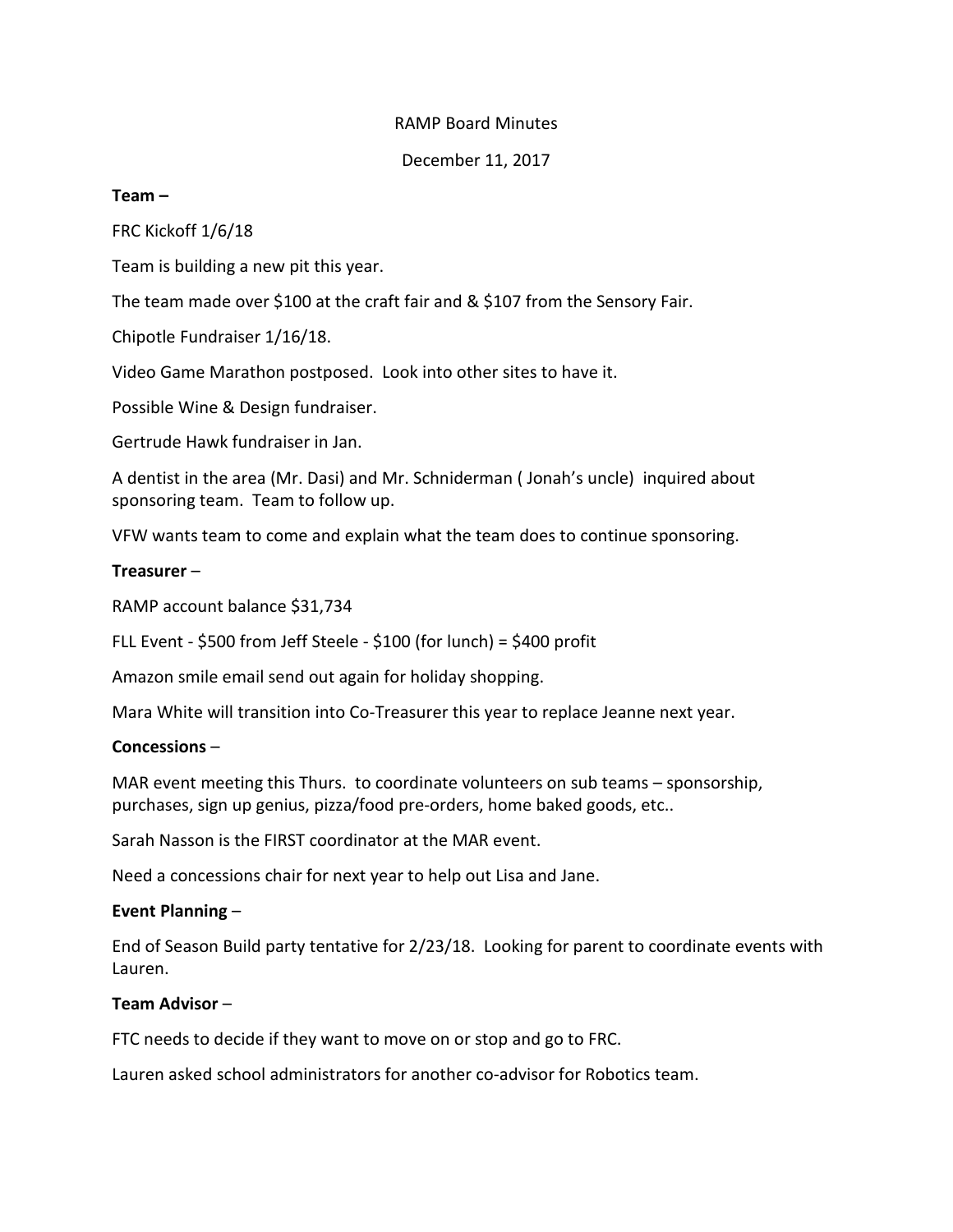RAMP Board Minutes

December 11, 2017

**Team –**

FRC Kickoff 1/6/18

Team is building a new pit this year.

The team made over $100 at the craft fair and & $107 from the Sensory Fair.

Chipotle Fundraiser 1/16/18.

Video Game Marathon postposed. Look into other sites to have it.

Possible Wine & Design fundraiser.

Gertrude Hawk fundraiser in Jan.

A dentist in the area (Mr. Dasi) and Mr. Schniderman ( Jonah's uncle) inquired about sponsoring team. Team to follow up.

VFW wants team to come and explain what the team does to continue sponsoring.

**Treasurer** –

RAMP account balance $31,734

FLL Event - $500 from Jeff Steele - $100 (for lunch) = $400 profit

Amazon smile email send out again for holiday shopping.

Mara White will transition into Co-Treasurer this year to replace Jeanne next year.

**Concessions** –

MAR event meeting this Thurs. to coordinate volunteers on sub teams – sponsorship, purchases, sign up genius, pizza/food pre-orders, home baked goods, etc..

Sarah Nasson is the FIRST coordinator at the MAR event.

Need a concessions chair for next year to help out Lisa and Jane.

**Event Planning** –

End of Season Build party tentative for 2/23/18. Looking for parent to coordinate events with Lauren.

**Team Advisor** –

FTC needs to decide if they want to move on or stop and go to FRC.

Lauren asked school administrators for another co-advisor for Robotics team.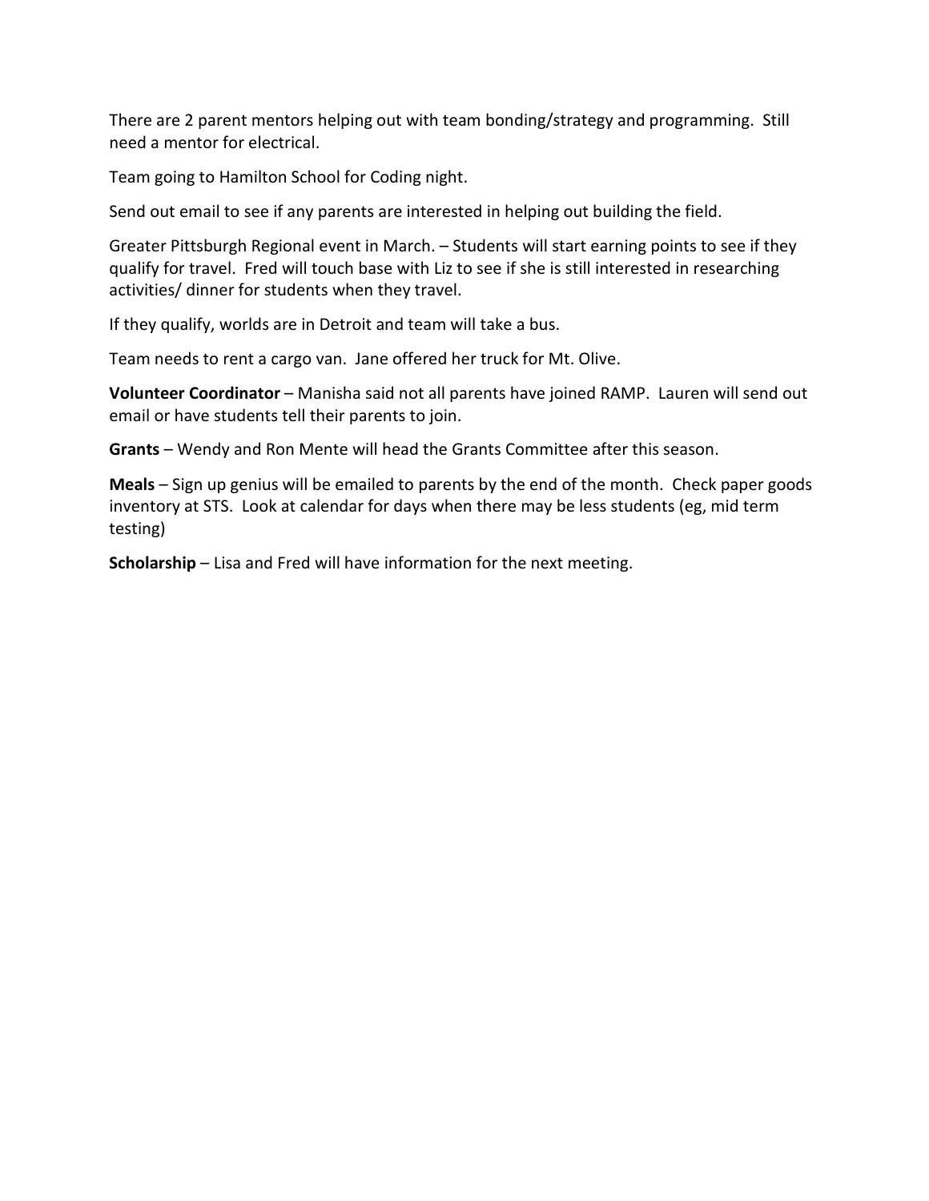There are 2 parent mentors helping out with team bonding/strategy and programming. Still need a mentor for electrical.

Team going to Hamilton School for Coding night.

Send out email to see if any parents are interested in helping out building the field.

Greater Pittsburgh Regional event in March. – Students will start earning points to see if they qualify for travel. Fred will touch base with Liz to see if she is still interested in researching activities/ dinner for students when they travel.

If they qualify, worlds are in Detroit and team will take a bus.

Team needs to rent a cargo van. Jane offered her truck for Mt. Olive.

**Volunteer Coordinator** – Manisha said not all parents have joined RAMP. Lauren will send out email or have students tell their parents to join.

**Grants** – Wendy and Ron Mente will head the Grants Committee after this season.

**Meals** – Sign up genius will be emailed to parents by the end of the month. Check paper goods inventory at STS. Look at calendar for days when there may be less students (eg, mid term testing)

**Scholarship** – Lisa and Fred will have information for the next meeting.